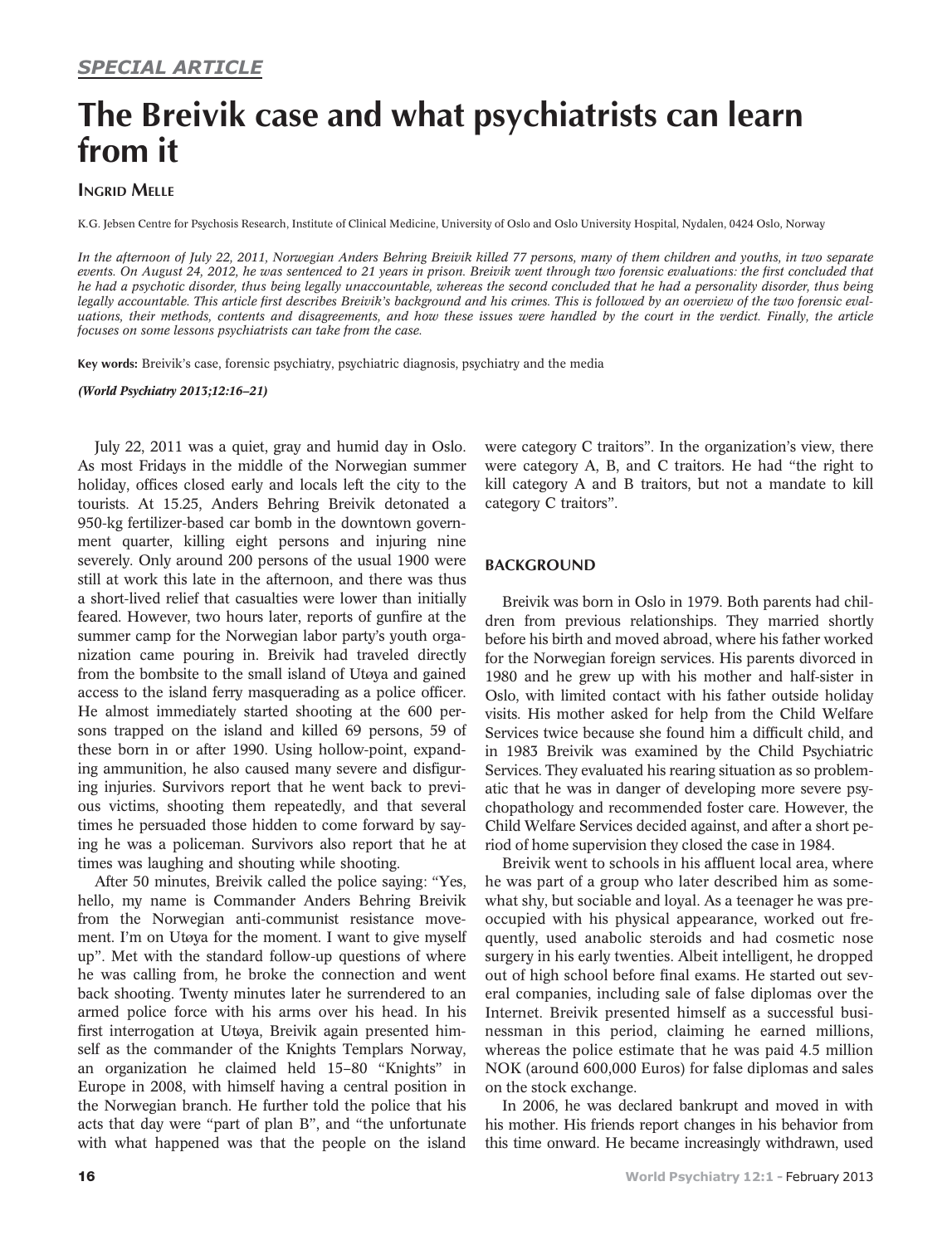*SPECIAL ARTICLE*

# The Breivik case and what psychiatrists can learn from it

**Ingrid Melle**

K.G. Jebsen Centre for Psychosis Research, Institute of Clinical Medicine, University of Oslo and Oslo University Hospital, Nydalen, 0424 Oslo, Norway

*In the afternoon of July 22, 2011, Norwegian Anders Behring Breivik killed 77 persons, many of them children and youths, in two separate events. On August 24, 2012, he was sentenced to 21 years in prison. Breivik went through two forensic evaluations: the first concluded that he had a psychotic disorder, thus being legally unaccountable, whereas the second concluded that he had a personality disorder, thus being legally accountable. This article first describes Breivik's background and his crimes. This is followed by an overview of the two forensic evaluations, their methods, contents and disagreements, and how these issues were handled by the court in the verdict. Finally, the article focuses on some lessons psychiatrists can take from the case.*

**Key words:** Breivik's case, forensic psychiatry, psychiatric diagnosis, psychiatry and the media

***(World Psychiatry 2013;12:16–21)***

July 22, 2011 was a quiet, gray and humid day in Oslo. As most Fridays in the middle of the Norwegian summer holiday, offices closed early and locals left the city to the tourists. At 15.25, Anders Behring Breivik detonated a 950-kg fertilizer-based car bomb in the downtown government quarter, killing eight persons and injuring nine severely. Only around 200 persons of the usual 1900 were still at work this late in the afternoon, and there was thus a short-lived relief that casualties were lower than initially feared. However, two hours later, reports of gunfire at the summer camp for the Norwegian labor party's youth organization came pouring in. Breivik had traveled directly from the bombsite to the small island of Utøya and gained access to the island ferry masquerading as a police officer. He almost immediately started shooting at the 600 persons trapped on the island and killed 69 persons, 59 of these born in or after 1990. Using hollow-point, expanding ammunition, he also caused many severe and disfiguring injuries. Survivors report that he went back to previous victims, shooting them repeatedly, and that several times he persuaded those hidden to come forward by saying he was a policeman. Survivors also report that he at times was laughing and shouting while shooting.

After 50 minutes, Breivik called the police saying: "Yes, hello, my name is Commander Anders Behring Breivik from the Norwegian anti-communist resistance movement. I'm on Utøya for the moment. I want to give myself up". Met with the standard follow-up questions of where he was calling from, he broke the connection and went back shooting. Twenty minutes later he surrendered to an armed police force with his arms over his head. In his first interrogation at Utøya, Breivik again presented himself as the commander of the Knights Templars Norway, an organization he claimed held 15–80 "Knights" in Europe in 2008, with himself having a central position in the Norwegian branch. He further told the police that his acts that day were "part of plan B", and "the unfortunate with what happened was that the people on the island were category C traitors". In the organization's view, there were category A, B, and C traitors. He had "the right to kill category A and B traitors, but not a mandate to kill category C traitors".

## BACKGROUND

Breivik was born in Oslo in 1979. Both parents had children from previous relationships. They married shortly before his birth and moved abroad, where his father worked for the Norwegian foreign services. His parents divorced in 1980 and he grew up with his mother and half-sister in Oslo, with limited contact with his father outside holiday visits. His mother asked for help from the Child Welfare Services twice because she found him a difficult child, and in 1983 Breivik was examined by the Child Psychiatric Services. They evaluated his rearing situation as so problematic that he was in danger of developing more severe psychopathology and recommended foster care. However, the Child Welfare Services decided against, and after a short period of home supervision they closed the case in 1984.

Breivik went to schools in his affluent local area, where he was part of a group who later described him as somewhat shy, but sociable and loyal. As a teenager he was preoccupied with his physical appearance, worked out frequently, used anabolic steroids and had cosmetic nose surgery in his early twenties. Albeit intelligent, he dropped out of high school before final exams. He started out several companies, including sale of false diplomas over the Internet. Breivik presented himself as a successful businessman in this period, claiming he earned millions, whereas the police estimate that he was paid 4.5 million NOK (around 600,000 Euros) for false diplomas and sales on the stock exchange.

In 2006, he was declared bankrupt and moved in with his mother. His friends report changes in his behavior from this time onward. He became increasingly withdrawn, used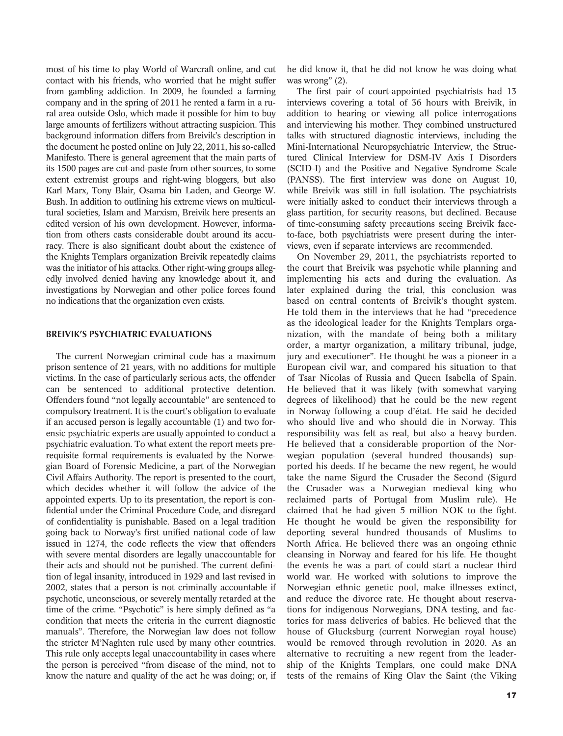most of his time to play World of Warcraft online, and cut contact with his friends, who worried that he might suffer from gambling addiction. In 2009, he founded a farming company and in the spring of 2011 he rented a farm in a rural area outside Oslo, which made it possible for him to buy large amounts of fertilizers without attracting suspicion. This background information differs from Breivik's description in the document he posted online on July 22, 2011, his so-called Manifesto. There is general agreement that the main parts of its 1500 pages are cut-and-paste from other sources, to some extent extremist groups and right-wing bloggers, but also Karl Marx, Tony Blair, Osama bin Laden, and George W. Bush. In addition to outlining his extreme views on multicultural societies, Islam and Marxism, Breivik here presents an edited version of his own development. However, information from others casts considerable doubt around its accuracy. There is also significant doubt about the existence of the Knights Templars organization Breivik repeatedly claims was the initiator of his attacks. Other right-wing groups allegedly involved denied having any knowledge about it, and investigations by Norwegian and other police forces found no indications that the organization even exists.

## BREIVIK'S PSYCHIATRIC EVALUATIONS

The current Norwegian criminal code has a maximum prison sentence of 21 years, with no additions for multiple victims. In the case of particularly serious acts, the offender can be sentenced to additional protective detention. Offenders found "not legally accountable" are sentenced to compulsory treatment. It is the court's obligation to evaluate if an accused person is legally accountable (1) and two forensic psychiatric experts are usually appointed to conduct a psychiatric evaluation. To what extent the report meets prerequisite formal requirements is evaluated by the Norwegian Board of Forensic Medicine, a part of the Norwegian Civil Affairs Authority. The report is presented to the court, which decides whether it will follow the advice of the appointed experts. Up to its presentation, the report is confidential under the Criminal Procedure Code, and disregard of confidentiality is punishable. Based on a legal tradition going back to Norway's first unified national code of law issued in 1274, the code reflects the view that offenders with severe mental disorders are legally unaccountable for their acts and should not be punished. The current definition of legal insanity, introduced in 1929 and last revised in 2002, states that a person is not criminally accountable if psychotic, unconscious, or severely mentally retarded at the time of the crime. "Psychotic" is here simply defined as "a condition that meets the criteria in the current diagnostic manuals". Therefore, the Norwegian law does not follow the stricter M'Naghten rule used by many other countries. This rule only accepts legal unaccountability in cases where the person is perceived "from disease of the mind, not to know the nature and quality of the act he was doing; or, if he did know it, that he did not know he was doing what was wrong" (2).

The first pair of court-appointed psychiatrists had 13 interviews covering a total of 36 hours with Breivik, in addition to hearing or viewing all police interrogations and interviewing his mother. They combined unstructured talks with structured diagnostic interviews, including the Mini-International Neuropsychiatric Interview, the Structured Clinical Interview for DSM-IV Axis I Disorders (SCID-I) and the Positive and Negative Syndrome Scale (PANSS). The first interview was done on August 10, while Breivik was still in full isolation. The psychiatrists were initially asked to conduct their interviews through a glass partition, for security reasons, but declined. Because of time-consuming safety precautions seeing Breivik face-to-face, both psychiatrists were present during the interviews, even if separate interviews are recommended.

On November 29, 2011, the psychiatrists reported to the court that Breivik was psychotic while planning and implementing his acts and during the evaluation. As later explained during the trial, this conclusion was based on central contents of Breivik's thought system. He told them in the interviews that he had "precedence as the ideological leader for the Knights Templars organization, with the mandate of being both a military order, a martyr organization, a military tribunal, judge, jury and executioner". He thought he was a pioneer in a European civil war, and compared his situation to that of Tsar Nicolas of Russia and Queen Isabella of Spain. He believed that it was likely (with somewhat varying degrees of likelihood) that he could be the new regent in Norway following a coup d'état. He said he decided who should live and who should die in Norway. This responsibility was felt as real, but also a heavy burden. He believed that a considerable proportion of the Norwegian population (several hundred thousands) supported his deeds. If he became the new regent, he would take the name Sigurd the Crusader the Second (Sigurd the Crusader was a Norwegian medieval king who reclaimed parts of Portugal from Muslim rule). He claimed that he had given 5 million NOK to the fight. He thought he would be given the responsibility for deporting several hundred thousands of Muslims to North Africa. He believed there was an ongoing ethnic cleansing in Norway and feared for his life. He thought the events he was a part of could start a nuclear third world war. He worked with solutions to improve the Norwegian ethnic genetic pool, make illnesses extinct, and reduce the divorce rate. He thought about reservations for indigenous Norwegians, DNA testing, and factories for mass deliveries of babies. He believed that the house of Glucksburg (current Norwegian royal house) would be removed through revolution in 2020. As an alternative to recruiting a new regent from the leadership of the Knights Templars, one could make DNA tests of the remains of King Olav the Saint (the Viking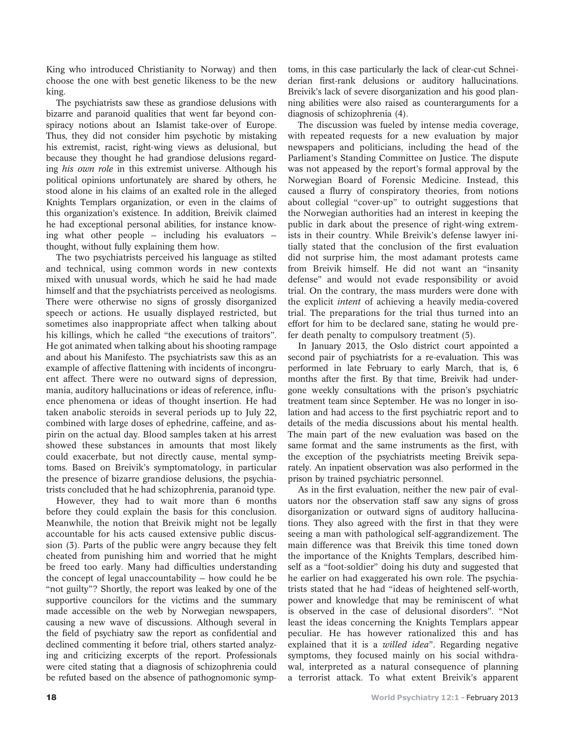King who introduced Christianity to Norway) and then choose the one with best genetic likeness to be the new king.

The psychiatrists saw these as grandiose delusions with bizarre and paranoid qualities that went far beyond conspiracy notions about an Islamist take-over of Europe. Thus, they did not consider him psychotic by mistaking his extremist, racist, right-wing views as delusional, but because they thought he had grandiose delusions regarding *his own role* in this extremist universe. Although his political opinions unfortunately are shared by others, he stood alone in his claims of an exalted role in the alleged Knights Templars organization, or even in the claims of this organization's existence. In addition, Breivik claimed he had exceptional personal abilities, for instance knowing what other people – including his evaluators – thought, without fully explaining them how.

The two psychiatrists perceived his language as stilted and technical, using common words in new contexts mixed with unusual words, which he said he had made himself and that the psychiatrists perceived as neologisms. There were otherwise no signs of grossly disorganized speech or actions. He usually displayed restricted, but sometimes also inappropriate affect when talking about his killings, which he called "the executions of traitors". He got animated when talking about his shooting rampage and about his Manifesto. The psychiatrists saw this as an example of affective flattening with incidents of incongruent affect. There were no outward signs of depression, mania, auditory hallucinations or ideas of reference, influence phenomena or ideas of thought insertion. He had taken anabolic steroids in several periods up to July 22, combined with large doses of ephedrine, caffeine, and aspirin on the actual day. Blood samples taken at his arrest showed these substances in amounts that most likely could exacerbate, but not directly cause, mental symptoms. Based on Breivik's symptomatology, in particular the presence of bizarre grandiose delusions, the psychiatrists concluded that he had schizophrenia, paranoid type.

However, they had to wait more than 6 months before they could explain the basis for this conclusion. Meanwhile, the notion that Breivik might not be legally accountable for his acts caused extensive public discussion (3). Parts of the public were angry because they felt cheated from punishing him and worried that he might be freed too early. Many had difficulties understanding the concept of legal unaccountability – how could he be "not guilty"? Shortly, the report was leaked by one of the supportive councilors for the victims and the summary made accessible on the web by Norwegian newspapers, causing a new wave of discussions. Although several in the field of psychiatry saw the report as confidential and declined commenting it before trial, others started analyzing and criticizing excerpts of the report. Professionals were cited stating that a diagnosis of schizophrenia could be refuted based on the absence of pathognomonic symptoms, in this case particularly the lack of clear-cut Schneiderian first-rank delusions or auditory hallucinations. Breivik's lack of severe disorganization and his good planning abilities were also raised as counterarguments for a diagnosis of schizophrenia (4).

The discussion was fueled by intense media coverage, with repeated requests for a new evaluation by major newspapers and politicians, including the head of the Parliament's Standing Committee on Justice. The dispute was not appeased by the report's formal approval by the Norwegian Board of Forensic Medicine. Instead, this caused a flurry of conspiratory theories, from notions about collegial "cover-up" to outright suggestions that the Norwegian authorities had an interest in keeping the public in dark about the presence of right-wing extremists in their country. While Breivik's defense lawyer initially stated that the conclusion of the first evaluation did not surprise him, the most adamant protests came from Breivik himself. He did not want an "insanity defense" and would not evade responsibility or avoid trial. On the contrary, the mass murders were done with the explicit *intent* of achieving a heavily media-covered trial. The preparations for the trial thus turned into an effort for him to be declared sane, stating he would prefer death penalty to compulsory treatment (5).

In January 2013, the Oslo district court appointed a second pair of psychiatrists for a re-evaluation. This was performed in late February to early March, that is, 6 months after the first. By that time, Breivik had undergone weekly consultations with the prison's psychiatric treatment team since September. He was no longer in isolation and had access to the first psychiatric report and to details of the media discussions about his mental health. The main part of the new evaluation was based on the same format and the same instruments as the first, with the exception of the psychiatrists meeting Breivik separately. An inpatient observation was also performed in the prison by trained psychiatric personnel.

As in the first evaluation, neither the new pair of evaluators nor the observation staff saw any signs of gross disorganization or outward signs of auditory hallucinations. They also agreed with the first in that they were seeing a man with pathological self-aggrandizement. The main difference was that Breivik this time toned down the importance of the Knights Templars, described himself as a "foot-soldier" doing his duty and suggested that he earlier on had exaggerated his own role. The psychiatrists stated that he had "ideas of heightened self-worth, power and knowledge that may be reminiscent of what is observed in the case of delusional disorders". "Not least the ideas concerning the Knights Templars appear peculiar. He has however rationalized this and has explained that it is a *willed idea*". Regarding negative symptoms, they focused mainly on his social withdrawal, interpreted as a natural consequence of planning a terrorist attack. To what extent Breivik's apparent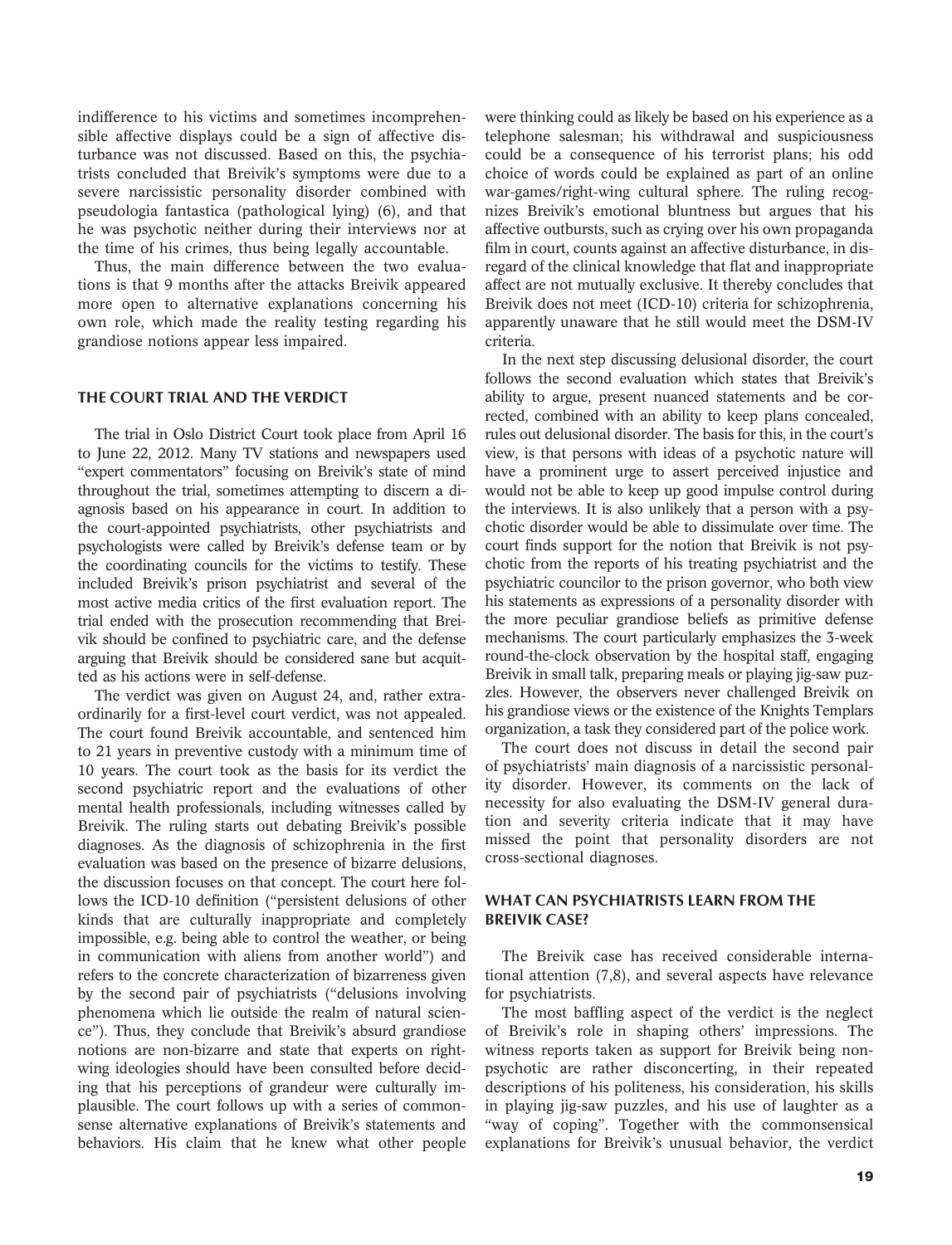indifference to his victims and sometimes incomprehensible affective displays could be a sign of affective disturbance was not discussed. Based on this, the psychiatrists concluded that Breivik's symptoms were due to a severe narcissistic personality disorder combined with pseudologia fantastica (pathological lying) (6), and that he was psychotic neither during their interviews nor at the time of his crimes, thus being legally accountable.

Thus, the main difference between the two evaluations is that 9 months after the attacks Breivik appeared more open to alternative explanations concerning his own role, which made the reality testing regarding his grandiose notions appear less impaired.

## THE COURT TRIAL AND THE VERDICT

The trial in Oslo District Court took place from April 16 to June 22, 2012. Many TV stations and newspapers used "expert commentators" focusing on Breivik's state of mind throughout the trial, sometimes attempting to discern a diagnosis based on his appearance in court. In addition to the court-appointed psychiatrists, other psychiatrists and psychologists were called by Breivik's defense team or by the coordinating councils for the victims to testify. These included Breivik's prison psychiatrist and several of the most active media critics of the first evaluation report. The trial ended with the prosecution recommending that Breivik should be confined to psychiatric care, and the defense arguing that Breivik should be considered sane but acquitted as his actions were in self-defense.

The verdict was given on August 24, and, rather extraordinarily for a first-level court verdict, was not appealed. The court found Breivik accountable, and sentenced him to 21 years in preventive custody with a minimum time of 10 years. The court took as the basis for its verdict the second psychiatric report and the evaluations of other mental health professionals, including witnesses called by Breivik. The ruling starts out debating Breivik's possible diagnoses. As the diagnosis of schizophrenia in the first evaluation was based on the presence of bizarre delusions, the discussion focuses on that concept. The court here follows the ICD-10 definition ("persistent delusions of other kinds that are culturally inappropriate and completely impossible, e.g. being able to control the weather, or being in communication with aliens from another world") and refers to the concrete characterization of bizarreness given by the second pair of psychiatrists ("delusions involving phenomena which lie outside the realm of natural science"). Thus, they conclude that Breivik's absurd grandiose notions are non-bizarre and state that experts on right-wing ideologies should have been consulted before deciding that his perceptions of grandeur were culturally implausible. The court follows up with a series of commonsense alternative explanations of Breivik's statements and behaviors. His claim that he knew what other people were thinking could as likely be based on his experience as a telephone salesman; his withdrawal and suspiciousness could be a consequence of his terrorist plans; his odd choice of words could be explained as part of an online war-games/right-wing cultural sphere. The ruling recognizes Breivik's emotional bluntness but argues that his affective outbursts, such as crying over his own propaganda film in court, counts against an affective disturbance, in disregard of the clinical knowledge that flat and inappropriate affect are not mutually exclusive. It thereby concludes that Breivik does not meet (ICD-10) criteria for schizophrenia, apparently unaware that he still would meet the DSM-IV criteria.

In the next step discussing delusional disorder, the court follows the second evaluation which states that Breivik's ability to argue, present nuanced statements and be corrected, combined with an ability to keep plans concealed, rules out delusional disorder. The basis for this, in the court's view, is that persons with ideas of a psychotic nature will have a prominent urge to assert perceived injustice and would not be able to keep up good impulse control during the interviews. It is also unlikely that a person with a psychotic disorder would be able to dissimulate over time. The court finds support for the notion that Breivik is not psychotic from the reports of his treating psychiatrist and the psychiatric councilor to the prison governor, who both view his statements as expressions of a personality disorder with the more peculiar grandiose beliefs as primitive defense mechanisms. The court particularly emphasizes the 3-week round-the-clock observation by the hospital staff, engaging Breivik in small talk, preparing meals or playing jig-saw puzzles. However, the observers never challenged Breivik on his grandiose views or the existence of the Knights Templars organization, a task they considered part of the police work.

The court does not discuss in detail the second pair of psychiatrists' main diagnosis of a narcissistic personality disorder. However, its comments on the lack of necessity for also evaluating the DSM-IV general duration and severity criteria indicate that it may have missed the point that personality disorders are not cross-sectional diagnoses.

## WHAT CAN PSYCHIATRISTS LEARN FROM THE BREIVIK CASE?

The Breivik case has received considerable international attention (7,8), and several aspects have relevance for psychiatrists.

The most baffling aspect of the verdict is the neglect of Breivik's role in shaping others' impressions. The witness reports taken as support for Breivik being non-psychotic are rather disconcerting, in their repeated descriptions of his politeness, his consideration, his skills in playing jig-saw puzzles, and his use of laughter as a "way of coping". Together with the commonsensical explanations for Breivik's unusual behavior, the verdict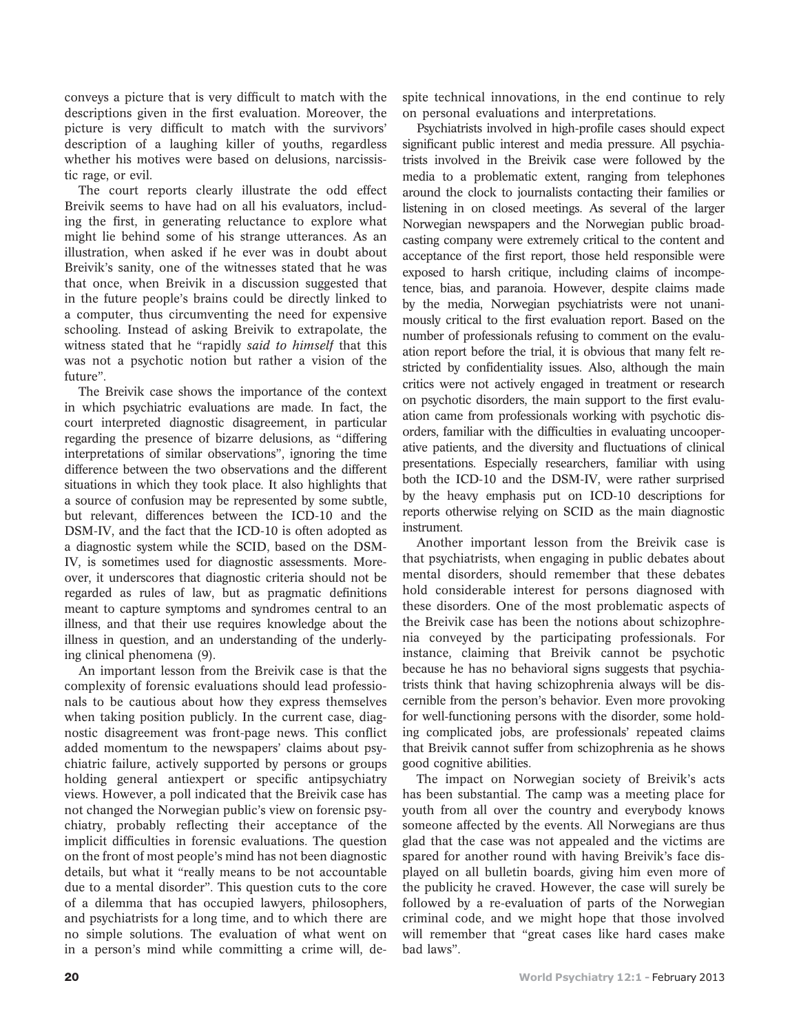conveys a picture that is very difficult to match with the descriptions given in the first evaluation. Moreover, the picture is very difficult to match with the survivors' description of a laughing killer of youths, regardless whether his motives were based on delusions, narcissistic rage, or evil.

The court reports clearly illustrate the odd effect Breivik seems to have had on all his evaluators, including the first, in generating reluctance to explore what might lie behind some of his strange utterances. As an illustration, when asked if he ever was in doubt about Breivik's sanity, one of the witnesses stated that he was that once, when Breivik in a discussion suggested that in the future people's brains could be directly linked to a computer, thus circumventing the need for expensive schooling. Instead of asking Breivik to extrapolate, the witness stated that he "rapidly *said to himself* that this was not a psychotic notion but rather a vision of the future".

The Breivik case shows the importance of the context in which psychiatric evaluations are made. In fact, the court interpreted diagnostic disagreement, in particular regarding the presence of bizarre delusions, as "differing interpretations of similar observations", ignoring the time difference between the two observations and the different situations in which they took place. It also highlights that a source of confusion may be represented by some subtle, but relevant, differences between the ICD-10 and the DSM-IV, and the fact that the ICD-10 is often adopted as a diagnostic system while the SCID, based on the DSM-IV, is sometimes used for diagnostic assessments. Moreover, it underscores that diagnostic criteria should not be regarded as rules of law, but as pragmatic definitions meant to capture symptoms and syndromes central to an illness, and that their use requires knowledge about the illness in question, and an understanding of the underlying clinical phenomena (9).

An important lesson from the Breivik case is that the complexity of forensic evaluations should lead professionals to be cautious about how they express themselves when taking position publicly. In the current case, diagnostic disagreement was front-page news. This conflict added momentum to the newspapers' claims about psychiatric failure, actively supported by persons or groups holding general antiexpert or specific antipsychiatry views. However, a poll indicated that the Breivik case has not changed the Norwegian public's view on forensic psychiatry, probably reflecting their acceptance of the implicit difficulties in forensic evaluations. The question on the front of most people's mind has not been diagnostic details, but what it "really means to be not accountable due to a mental disorder". This question cuts to the core of a dilemma that has occupied lawyers, philosophers, and psychiatrists for a long time, and to which there are no simple solutions. The evaluation of what went on in a person's mind while committing a crime will, despite technical innovations, in the end continue to rely on personal evaluations and interpretations.

Psychiatrists involved in high-profile cases should expect significant public interest and media pressure. All psychiatrists involved in the Breivik case were followed by the media to a problematic extent, ranging from telephones around the clock to journalists contacting their families or listening in on closed meetings. As several of the larger Norwegian newspapers and the Norwegian public broadcasting company were extremely critical to the content and acceptance of the first report, those held responsible were exposed to harsh critique, including claims of incompetence, bias, and paranoia. However, despite claims made by the media, Norwegian psychiatrists were not unanimously critical to the first evaluation report. Based on the number of professionals refusing to comment on the evaluation report before the trial, it is obvious that many felt restricted by confidentiality issues. Also, although the main critics were not actively engaged in treatment or research on psychotic disorders, the main support to the first evaluation came from professionals working with psychotic disorders, familiar with the difficulties in evaluating uncooperative patients, and the diversity and fluctuations of clinical presentations. Especially researchers, familiar with using both the ICD-10 and the DSM-IV, were rather surprised by the heavy emphasis put on ICD-10 descriptions for reports otherwise relying on SCID as the main diagnostic instrument.

Another important lesson from the Breivik case is that psychiatrists, when engaging in public debates about mental disorders, should remember that these debates hold considerable interest for persons diagnosed with these disorders. One of the most problematic aspects of the Breivik case has been the notions about schizophrenia conveyed by the participating professionals. For instance, claiming that Breivik cannot be psychotic because he has no behavioral signs suggests that psychiatrists think that having schizophrenia always will be discernible from the person's behavior. Even more provoking for well-functioning persons with the disorder, some holding complicated jobs, are professionals' repeated claims that Breivik cannot suffer from schizophrenia as he shows good cognitive abilities.

The impact on Norwegian society of Breivik's acts has been substantial. The camp was a meeting place for youth from all over the country and everybody knows someone affected by the events. All Norwegians are thus glad that the case was not appealed and the victims are spared for another round with having Breivik's face displayed on all bulletin boards, giving him even more of the publicity he craved. However, the case will surely be followed by a re-evaluation of parts of the Norwegian criminal code, and we might hope that those involved will remember that "great cases like hard cases make bad laws".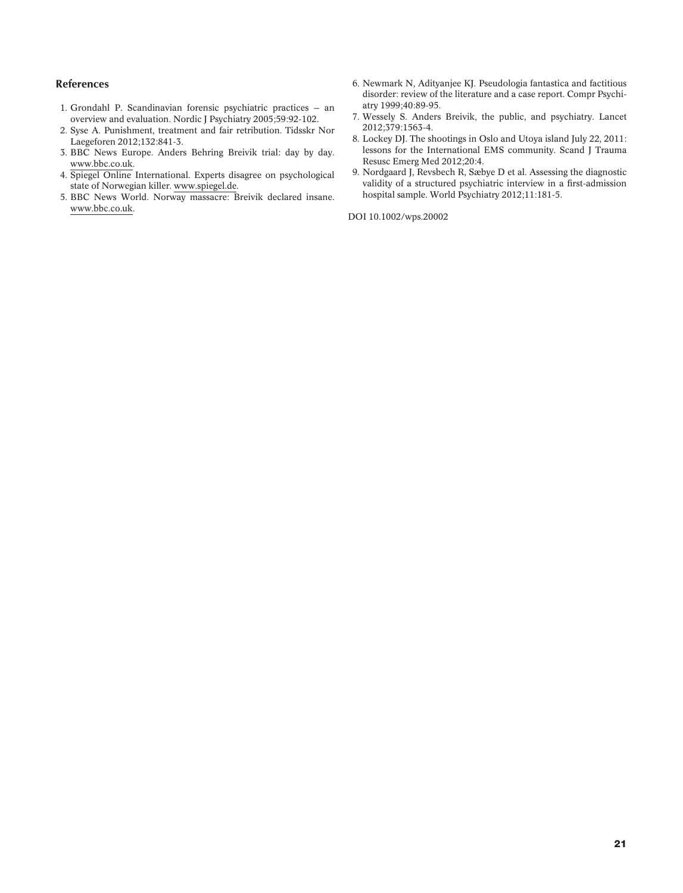## References

1. Grondahl P. Scandinavian forensic psychiatric practices – an overview and evaluation. Nordic J Psychiatry 2005;59:92-102.
2. Syse A. Punishment, treatment and fair retribution. Tidsskr Nor Laegeforen 2012;132:841-3.
3. BBC News Europe. Anders Behring Breivik trial: day by day. www.bbc.co.uk.
4. Spiegel Online International. Experts disagree on psychological state of Norwegian killer. www.spiegel.de.
5. BBC News World. Norway massacre: Breivik declared insane. www.bbc.co.uk.
6. Newmark N, Adityanjee KJ. Pseudologia fantastica and factitious disorder: review of the literature and a case report. Compr Psychiatry 1999;40:89-95.
7. Wessely S. Anders Breivik, the public, and psychiatry. Lancet 2012;379:1563-4.
8. Lockey DJ. The shootings in Oslo and Utoya island July 22, 2011: lessons for the International EMS community. Scand J Trauma Resusc Emerg Med 2012;20:4.
9. Nordgaard J, Revsbech R, Sæbye D et al. Assessing the diagnostic validity of a structured psychiatric interview in a first-admission hospital sample. World Psychiatry 2012;11:181-5.

DOI 10.1002/wps.20002